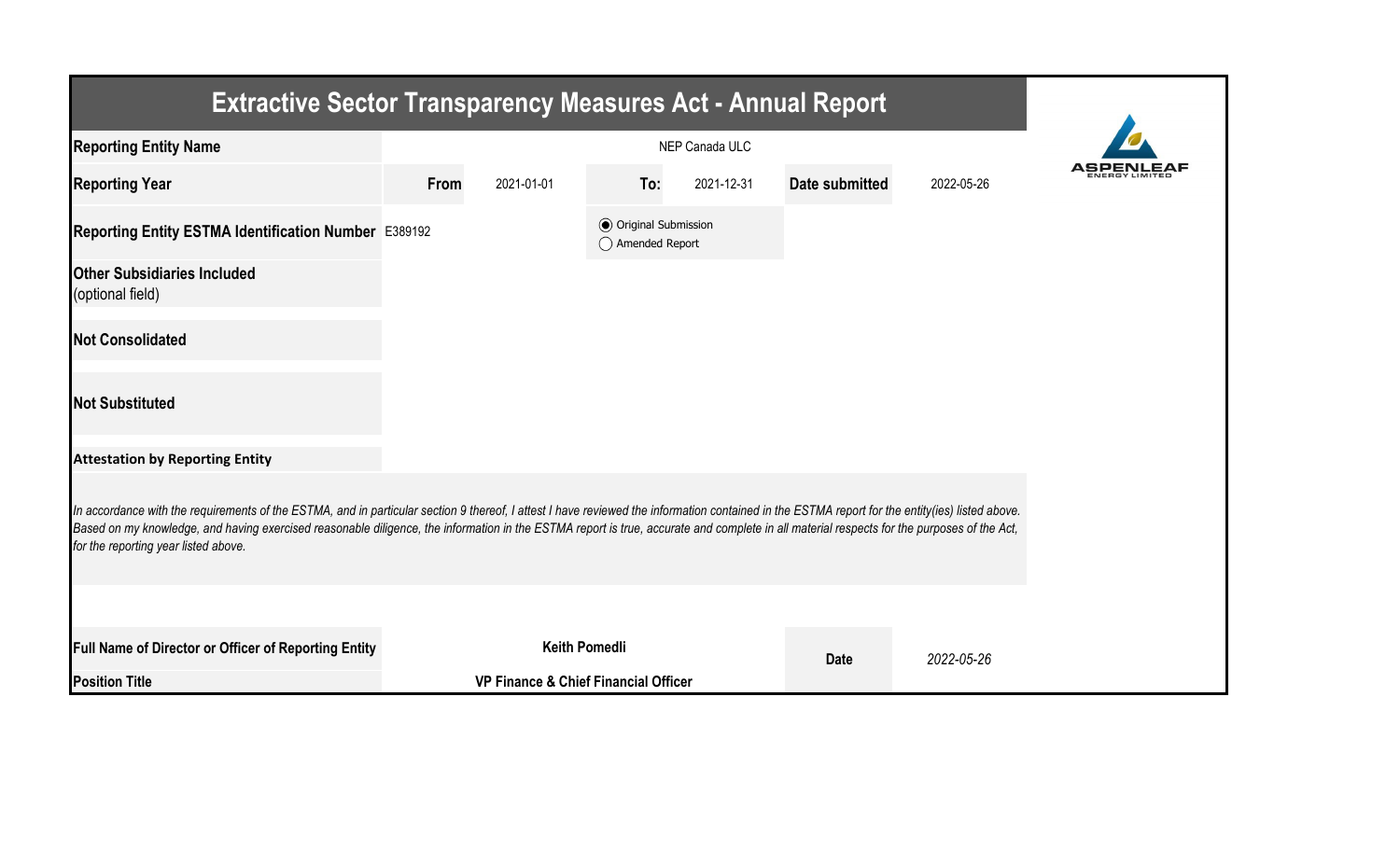# Extractive Sector Transparency Measures Act - Annual Report

| | | | | | | |
|---|---|---|---|---|---|---|
| **Reporting Entity Name** | NEP Canada ULC | | | | | |
| **Reporting Year** | **From** | 2021-01-01 | **To:** | 2021-12-31 | **Date submitted** | 2022-05-26 |
| **Reporting Entity ESTMA Identification Number** | E389192 | | ◉ Original Submission ◯ Amended Report | | | |
| **Other Subsidiaries Included** (optional field) | | | | | | |
| **Not Consolidated** | | | | | | |
| **Not Substituted** | | | | | | |

**Attestation by Reporting Entity**

*In accordance with the requirements of the ESTMA, and in particular section 9 thereof, I attest I have reviewed the information contained in the ESTMA report for the entity(ies) listed above. Based on my knowledge, and having exercised reasonable diligence, the information in the ESTMA report is true, accurate and complete in all material respects for the purposes of the Act, for the reporting year listed above.*

| | | | |
|---|---|---|---|
| **Full Name of Director or Officer of Reporting Entity** | **Keith Pomedli** | **Date** | *2022-05-26* |
| **Position Title** | **VP Finance & Chief Financial Officer** | | |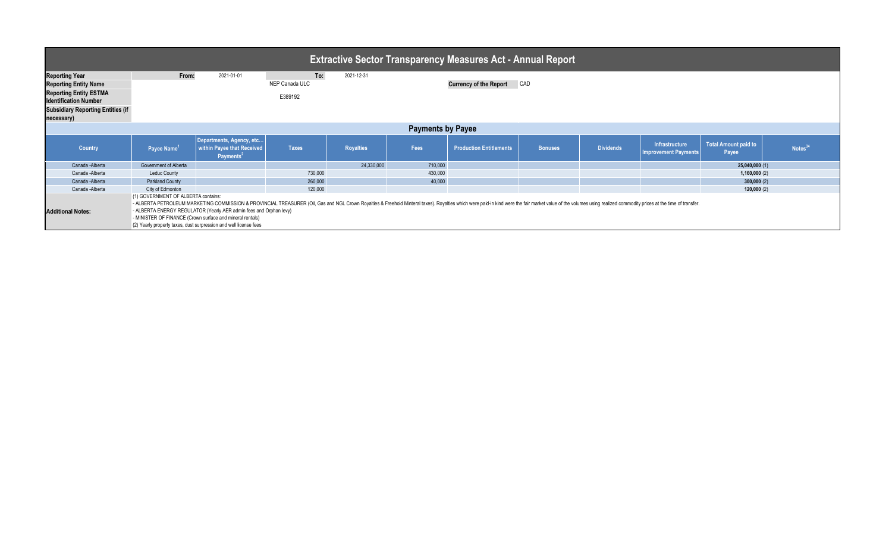# Extractive Sector Transparency Measures Act - Annual Report

| | | | | |
|---|---|---|---|---|
| **Reporting Year** | From: | 2021-01-01 | To: | 2021-12-31 |
| **Reporting Entity Name** | | NEP Canada ULC | | |
| **Reporting Entity ESTMA Identification Number** | | E389192 | | |
| **Subsidiary Reporting Entities (if necessary)** | | | | |

**Currency of the Report** CAD

## Payments by Payee

| Country | Payee Name[1] | Departments, Agency, etc... within Payee that Received Payments[2] | Taxes | Royalties | Fees | Production Entitlements | Bonuses | Dividends | Infrastructure Improvement Payments | Total Amount paid to Payee | Notes[34] |
|---|---|---|---|---|---|---|---|---|---|---|---|
| Canada -Alberta | Government of Alberta | | | 24,330,000 | 710,000 | | | | | **25,040,000** (1) | |
| Canada -Alberta | Leduc County | | 730,000 | | 430,000 | | | | | **1,160,000** (2) | |
| Canada -Alberta | Parkland County | | 260,000 | | 40,000 | | | | | **300,000** (2) | |
| Canada -Alberta | City of Edmonton | | 120,000 | | | | | | | **120,000** (2) | |

**Additional Notes:**

(1) GOVERNMENT OF ALBERTA contains:
- ALBERTA PETROLEUM MARKETING COMMISSION & PROVINCIAL TREASURER (Oil, Gas and NGL Crown Royalties & Freehold Minteral taxes). Royalties which were paid-in kind were the fair market value of the volumes using realized commodity prices at the time of transfer.
- ALBERTA ENERGY REGULATOR (Yearly AER admin fees and Orphan levy)
- MINISTER OF FINANCE (Crown surface and mineral rentals)

(2) Yearly property taxes, dust surpression and well license fees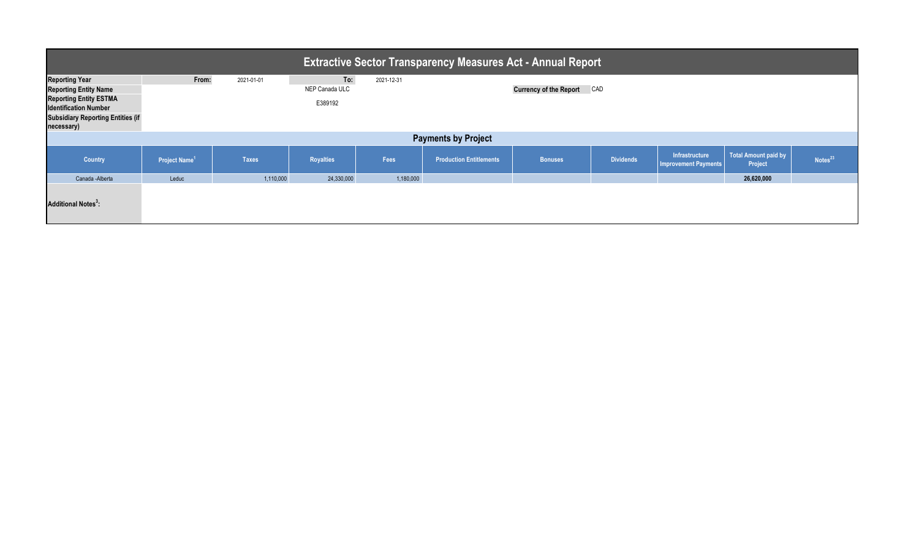# Extractive Sector Transparency Measures Act - Annual Report

| | | | | | |
|---|---|---|---|---|---|
| **Reporting Year** | **From:** | 2021-01-01 | **To:** | 2021-12-31 | |
| **Reporting Entity Name** | | | NEP Canada ULC | | **Currency of the Report** CAD |
| **Reporting Entity ESTMA Identification Number** | | | E389192 | | |
| **Subsidiary Reporting Entities (if necessary)** | | | | | |

## Payments by Project

| Country | Project Name[1] | Taxes | Royalties | Fees | Production Entitlements | Bonuses | Dividends | Infrastructure Improvement Payments | Total Amount paid by Project | Notes[23] |
|---|---|---|---|---|---|---|---|---|---|---|
| Canada -Alberta | Leduc | 1,110,000 | 24,330,000 | 1,180,000 | | | | | **26,620,000** | |

**Additional Notes[3]:**